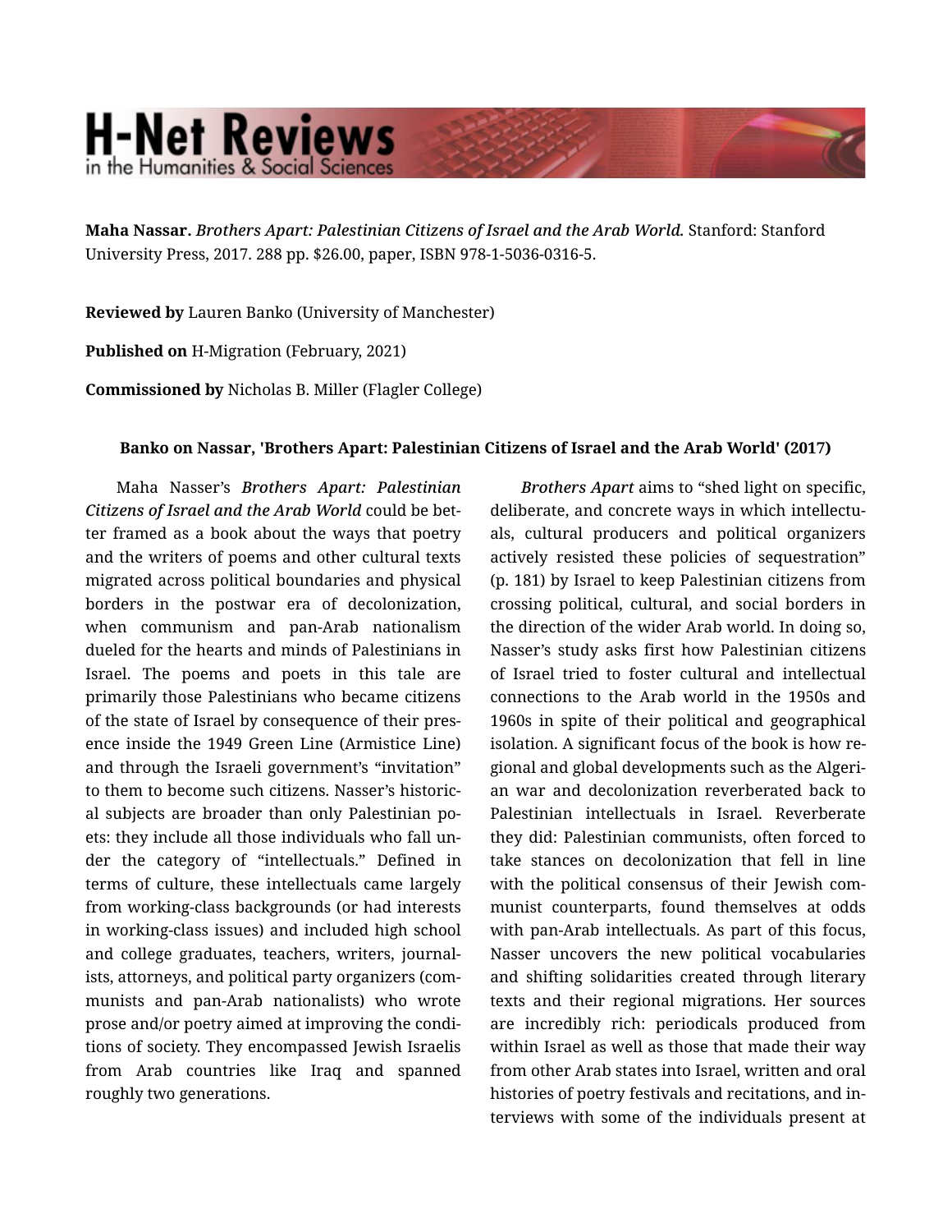**Maha Nassar.** *Brothers Apart: Palestinian Citizens of Israel and the Arab World.* Stanford: Stanford University Press, 2017. 288 pp. $26.00, paper, ISBN 978-1-5036-0316-5.

**Reviewed by** Lauren Banko (University of Manchester)

**Published on** H-Migration (February, 2021)

**Commissioned by** Nicholas B. Miller (Flagler College)

**Banko on Nassar, 'Brothers Apart: Palestinian Citizens of Israel and the Arab World' (2017)**

Maha Nasser's ***Brothers Apart: Palestinian Citizens of Israel and the Arab World*** could be better framed as a book about the ways that poetry and the writers of poems and other cultural texts migrated across political boundaries and physical borders in the postwar era of decolonization, when communism and pan-Arab nationalism dueled for the hearts and minds of Palestinians in Israel. The poems and poets in this tale are primarily those Palestinians who became citizens of the state of Israel by consequence of their presence inside the 1949 Green Line (Armistice Line) and through the Israeli government's "invitation" to them to become such citizens. Nasser's historical subjects are broader than only Palestinian poets: they include all those individuals who fall under the category of "intellectuals." Defined in terms of culture, these intellectuals came largely from working-class backgrounds (or had interests in working-class issues) and included high school and college graduates, teachers, writers, journalists, attorneys, and political party organizers (communists and pan-Arab nationalists) who wrote prose and/or poetry aimed at improving the conditions of society. They encompassed Jewish Israelis from Arab countries like Iraq and spanned roughly two generations.

*Brothers Apart* aims to "shed light on specific, deliberate, and concrete ways in which intellectuals, cultural producers and political organizers actively resisted these policies of sequestration" (p. 181) by Israel to keep Palestinian citizens from crossing political, cultural, and social borders in the direction of the wider Arab world. In doing so, Nasser's study asks first how Palestinian citizens of Israel tried to foster cultural and intellectual connections to the Arab world in the 1950s and 1960s in spite of their political and geographical isolation. A significant focus of the book is how regional and global developments such as the Algerian war and decolonization reverberated back to Palestinian intellectuals in Israel. Reverberate they did: Palestinian communists, often forced to take stances on decolonization that fell in line with the political consensus of their Jewish communist counterparts, found themselves at odds with pan-Arab intellectuals. As part of this focus, Nasser uncovers the new political vocabularies and shifting solidarities created through literary texts and their regional migrations. Her sources are incredibly rich: periodicals produced from within Israel as well as those that made their way from other Arab states into Israel, written and oral histories of poetry festivals and recitations, and interviews with some of the individuals present at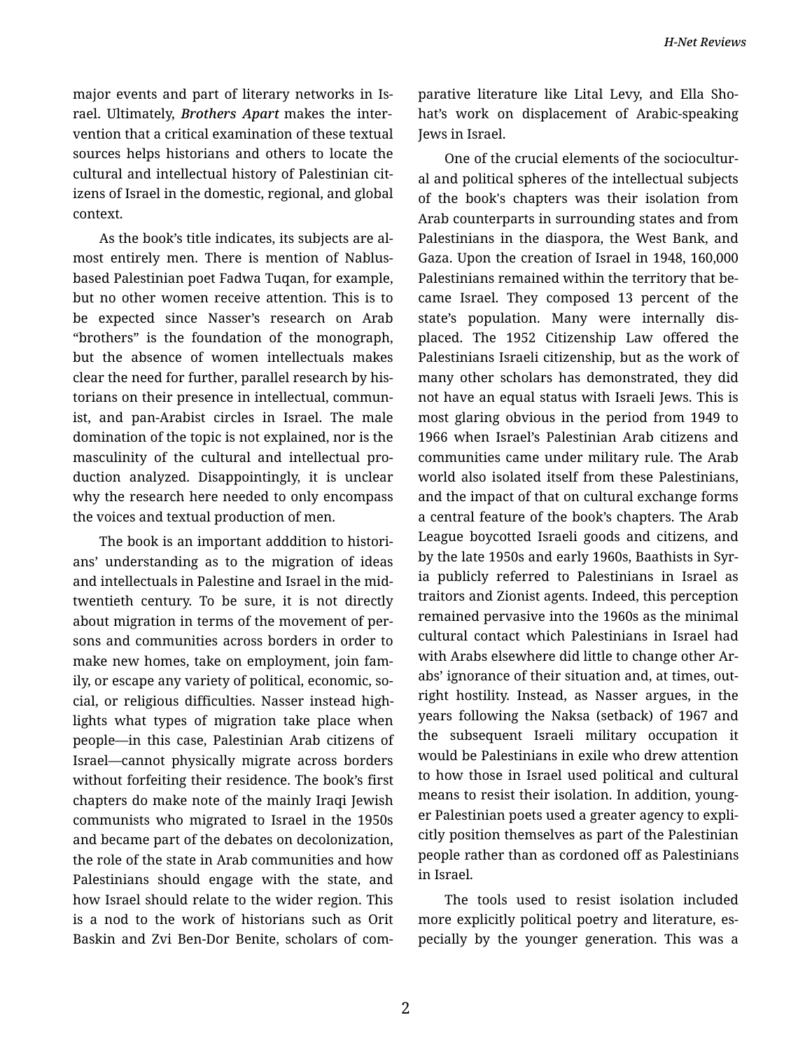major events and part of literary networks in Israel. Ultimately, *Brothers Apart* makes the intervention that a critical examination of these textual sources helps historians and others to locate the cultural and intellectual history of Palestinian citizens of Israel in the domestic, regional, and global context.

As the book's title indicates, its subjects are almost entirely men. There is mention of Nablus-based Palestinian poet Fadwa Tuqan, for example, but no other women receive attention. This is to be expected since Nasser's research on Arab "brothers" is the foundation of the monograph, but the absence of women intellectuals makes clear the need for further, parallel research by historians on their presence in intellectual, communist, and pan-Arabist circles in Israel. The male domination of the topic is not explained, nor is the masculinity of the cultural and intellectual production analyzed. Disappointingly, it is unclear why the research here needed to only encompass the voices and textual production of men.

The book is an important adddition to historians' understanding as to the migration of ideas and intellectuals in Palestine and Israel in the mid-twentieth century. To be sure, it is not directly about migration in terms of the movement of persons and communities across borders in order to make new homes, take on employment, join family, or escape any variety of political, economic, social, or religious difficulties. Nasser instead highlights what types of migration take place when people—in this case, Palestinian Arab citizens of Israel—cannot physically migrate across borders without forfeiting their residence. The book's first chapters do make note of the mainly Iraqi Jewish communists who migrated to Israel in the 1950s and became part of the debates on decolonization, the role of the state in Arab communities and how Palestinians should engage with the state, and how Israel should relate to the wider region. This is a nod to the work of historians such as Orit Baskin and Zvi Ben-Dor Benite, scholars of comparative literature like Lital Levy, and Ella Shohat's work on displacement of Arabic-speaking Jews in Israel.

One of the crucial elements of the sociocultural and political spheres of the intellectual subjects of the book's chapters was their isolation from Arab counterparts in surrounding states and from Palestinians in the diaspora, the West Bank, and Gaza. Upon the creation of Israel in 1948, 160,000 Palestinians remained within the territory that became Israel. They composed 13 percent of the state's population. Many were internally displaced. The 1952 Citizenship Law offered the Palestinians Israeli citizenship, but as the work of many other scholars has demonstrated, they did not have an equal status with Israeli Jews. This is most glaring obvious in the period from 1949 to 1966 when Israel's Palestinian Arab citizens and communities came under military rule. The Arab world also isolated itself from these Palestinians, and the impact of that on cultural exchange forms a central feature of the book's chapters. The Arab League boycotted Israeli goods and citizens, and by the late 1950s and early 1960s, Baathists in Syria publicly referred to Palestinians in Israel as traitors and Zionist agents. Indeed, this perception remained pervasive into the 1960s as the minimal cultural contact which Palestinians in Israel had with Arabs elsewhere did little to change other Arabs' ignorance of their situation and, at times, outright hostility. Instead, as Nasser argues, in the years following the Naksa (setback) of 1967 and the subsequent Israeli military occupation it would be Palestinians in exile who drew attention to how those in Israel used political and cultural means to resist their isolation. In addition, younger Palestinian poets used a greater agency to explicitly position themselves as part of the Palestinian people rather than as cordoned off as Palestinians in Israel.

The tools used to resist isolation included more explicitly political poetry and literature, especially by the younger generation. This was a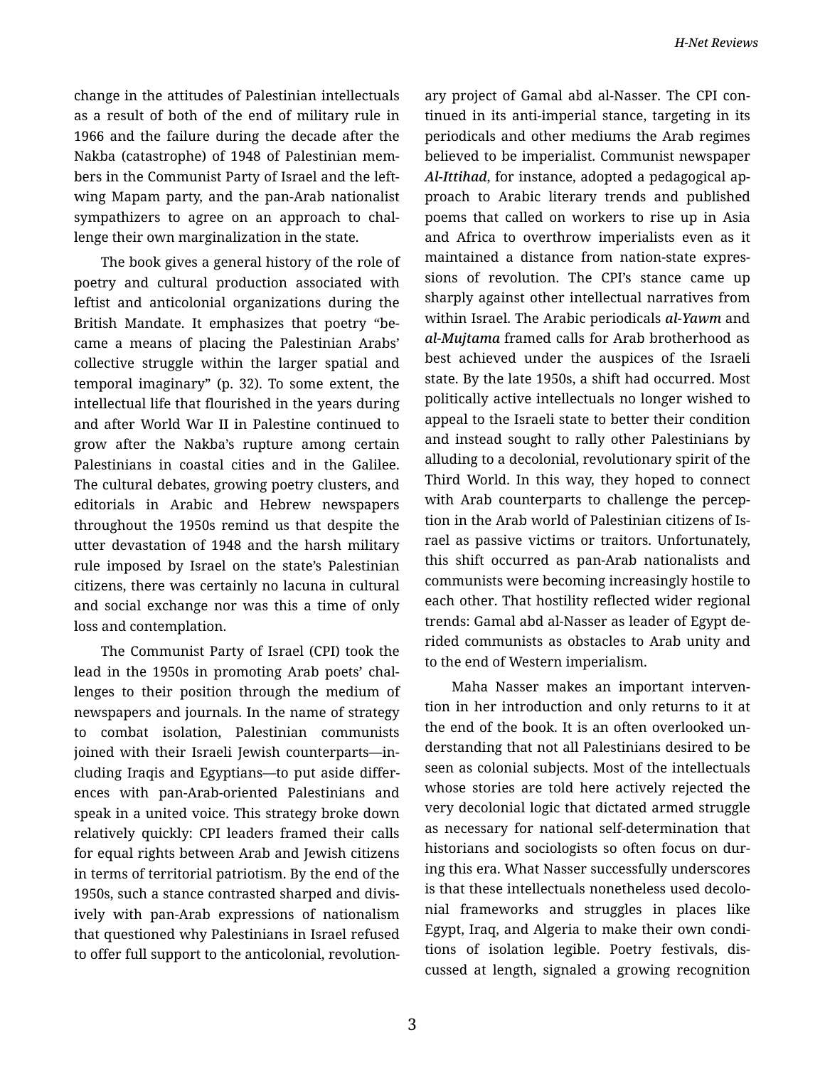change in the attitudes of Palestinian intellectuals as a result of both of the end of military rule in 1966 and the failure during the decade after the Nakba (catastrophe) of 1948 of Palestinian members in the Communist Party of Israel and the left-wing Mapam party, and the pan-Arab nationalist sympathizers to agree on an approach to challenge their own marginalization in the state.

The book gives a general history of the role of poetry and cultural production associated with leftist and anticolonial organizations during the British Mandate. It emphasizes that poetry "became a means of placing the Palestinian Arabs' collective struggle within the larger spatial and temporal imaginary" (p. 32). To some extent, the intellectual life that flourished in the years during and after World War II in Palestine continued to grow after the Nakba's rupture among certain Palestinians in coastal cities and in the Galilee. The cultural debates, growing poetry clusters, and editorials in Arabic and Hebrew newspapers throughout the 1950s remind us that despite the utter devastation of 1948 and the harsh military rule imposed by Israel on the state's Palestinian citizens, there was certainly no lacuna in cultural and social exchange nor was this a time of only loss and contemplation.

The Communist Party of Israel (CPI) took the lead in the 1950s in promoting Arab poets' challenges to their position through the medium of newspapers and journals. In the name of strategy to combat isolation, Palestinian communists joined with their Israeli Jewish counterparts—including Iraqis and Egyptians—to put aside differences with pan-Arab-oriented Palestinians and speak in a united voice. This strategy broke down relatively quickly: CPI leaders framed their calls for equal rights between Arab and Jewish citizens in terms of territorial patriotism. By the end of the 1950s, such a stance contrasted sharped and divisively with pan-Arab expressions of nationalism that questioned why Palestinians in Israel refused to offer full support to the anticolonial, revolutionary project of Gamal abd al-Nasser. The CPI continued in its anti-imperial stance, targeting in its periodicals and other mediums the Arab regimes believed to be imperialist. Communist newspaper ***Al-Ittihad***, for instance, adopted a pedagogical approach to Arabic literary trends and published poems that called on workers to rise up in Asia and Africa to overthrow imperialists even as it maintained a distance from nation-state expressions of revolution. The CPI's stance came up sharply against other intellectual narratives from within Israel. The Arabic periodicals ***al-Yawm*** and ***al-Mujtama*** framed calls for Arab brotherhood as best achieved under the auspices of the Israeli state. By the late 1950s, a shift had occurred. Most politically active intellectuals no longer wished to appeal to the Israeli state to better their condition and instead sought to rally other Palestinians by alluding to a decolonial, revolutionary spirit of the Third World. In this way, they hoped to connect with Arab counterparts to challenge the perception in the Arab world of Palestinian citizens of Israel as passive victims or traitors. Unfortunately, this shift occurred as pan-Arab nationalists and communists were becoming increasingly hostile to each other. That hostility reflected wider regional trends: Gamal abd al-Nasser as leader of Egypt derided communists as obstacles to Arab unity and to the end of Western imperialism.

Maha Nasser makes an important intervention in her introduction and only returns to it at the end of the book. It is an often overlooked understanding that not all Palestinians desired to be seen as colonial subjects. Most of the intellectuals whose stories are told here actively rejected the very decolonial logic that dictated armed struggle as necessary for national self-determination that historians and sociologists so often focus on during this era. What Nasser successfully underscores is that these intellectuals nonetheless used decolonial frameworks and struggles in places like Egypt, Iraq, and Algeria to make their own conditions of isolation legible. Poetry festivals, discussed at length, signaled a growing recognition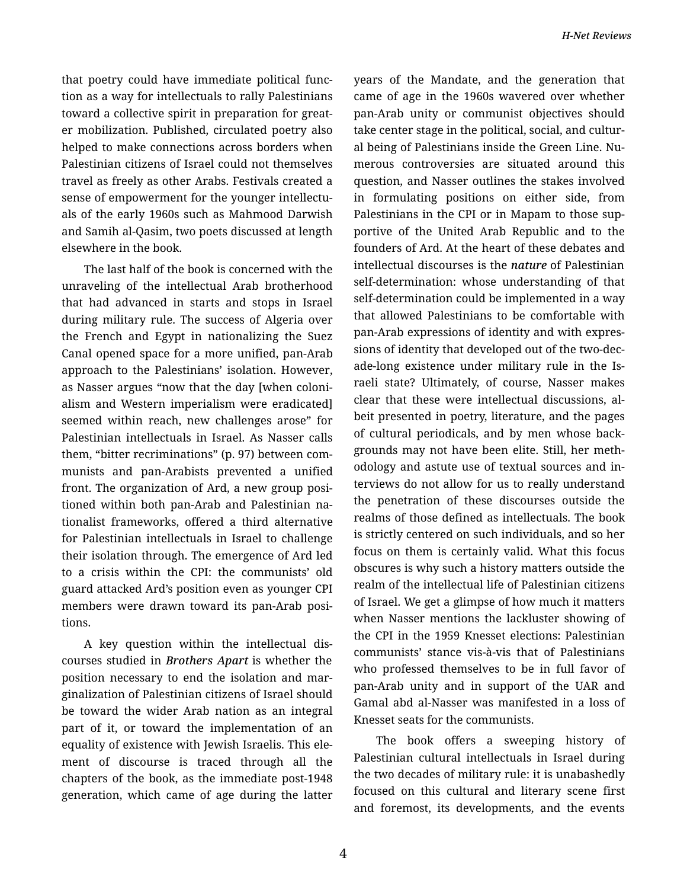that poetry could have immediate political function as a way for intellectuals to rally Palestinians toward a collective spirit in preparation for greater mobilization. Published, circulated poetry also helped to make connections across borders when Palestinian citizens of Israel could not themselves travel as freely as other Arabs. Festivals created a sense of empowerment for the younger intellectuals of the early 1960s such as Mahmood Darwish and Samih al-Qasim, two poets discussed at length elsewhere in the book.

The last half of the book is concerned with the unraveling of the intellectual Arab brotherhood that had advanced in starts and stops in Israel during military rule. The success of Algeria over the French and Egypt in nationalizing the Suez Canal opened space for a more unified, pan-Arab approach to the Palestinians' isolation. However, as Nasser argues "now that the day [when colonialism and Western imperialism were eradicated] seemed within reach, new challenges arose" for Palestinian intellectuals in Israel. As Nasser calls them, "bitter recriminations" (p. 97) between communists and pan-Arabists prevented a unified front. The organization of Ard, a new group positioned within both pan-Arab and Palestinian nationalist frameworks, offered a third alternative for Palestinian intellectuals in Israel to challenge their isolation through. The emergence of Ard led to a crisis within the CPI: the communists' old guard attacked Ard's position even as younger CPI members were drawn toward its pan-Arab positions.

A key question within the intellectual discourses studied in *Brothers Apart* is whether the position necessary to end the isolation and marginalization of Palestinian citizens of Israel should be toward the wider Arab nation as an integral part of it, or toward the implementation of an equality of existence with Jewish Israelis. This element of discourse is traced through all the chapters of the book, as the immediate post-1948 generation, which came of age during the latter years of the Mandate, and the generation that came of age in the 1960s wavered over whether pan-Arab unity or communist objectives should take center stage in the political, social, and cultural being of Palestinians inside the Green Line. Numerous controversies are situated around this question, and Nasser outlines the stakes involved in formulating positions on either side, from Palestinians in the CPI or in Mapam to those supportive of the United Arab Republic and to the founders of Ard. At the heart of these debates and intellectual discourses is the ***nature*** of Palestinian self-determination: whose understanding of that self-determination could be implemented in a way that allowed Palestinians to be comfortable with pan-Arab expressions of identity and with expressions of identity that developed out of the two-decade-long existence under military rule in the Israeli state? Ultimately, of course, Nasser makes clear that these were intellectual discussions, albeit presented in poetry, literature, and the pages of cultural periodicals, and by men whose backgrounds may not have been elite. Still, her methodology and astute use of textual sources and interviews do not allow for us to really understand the penetration of these discourses outside the realms of those defined as intellectuals. The book is strictly centered on such individuals, and so her focus on them is certainly valid. What this focus obscures is why such a history matters outside the realm of the intellectual life of Palestinian citizens of Israel. We get a glimpse of how much it matters when Nasser mentions the lackluster showing of the CPI in the 1959 Knesset elections: Palestinian communists' stance vis-à-vis that of Palestinians who professed themselves to be in full favor of pan-Arab unity and in support of the UAR and Gamal abd al-Nasser was manifested in a loss of Knesset seats for the communists.

The book offers a sweeping history of Palestinian cultural intellectuals in Israel during the two decades of military rule: it is unabashedly focused on this cultural and literary scene first and foremost, its developments, and the events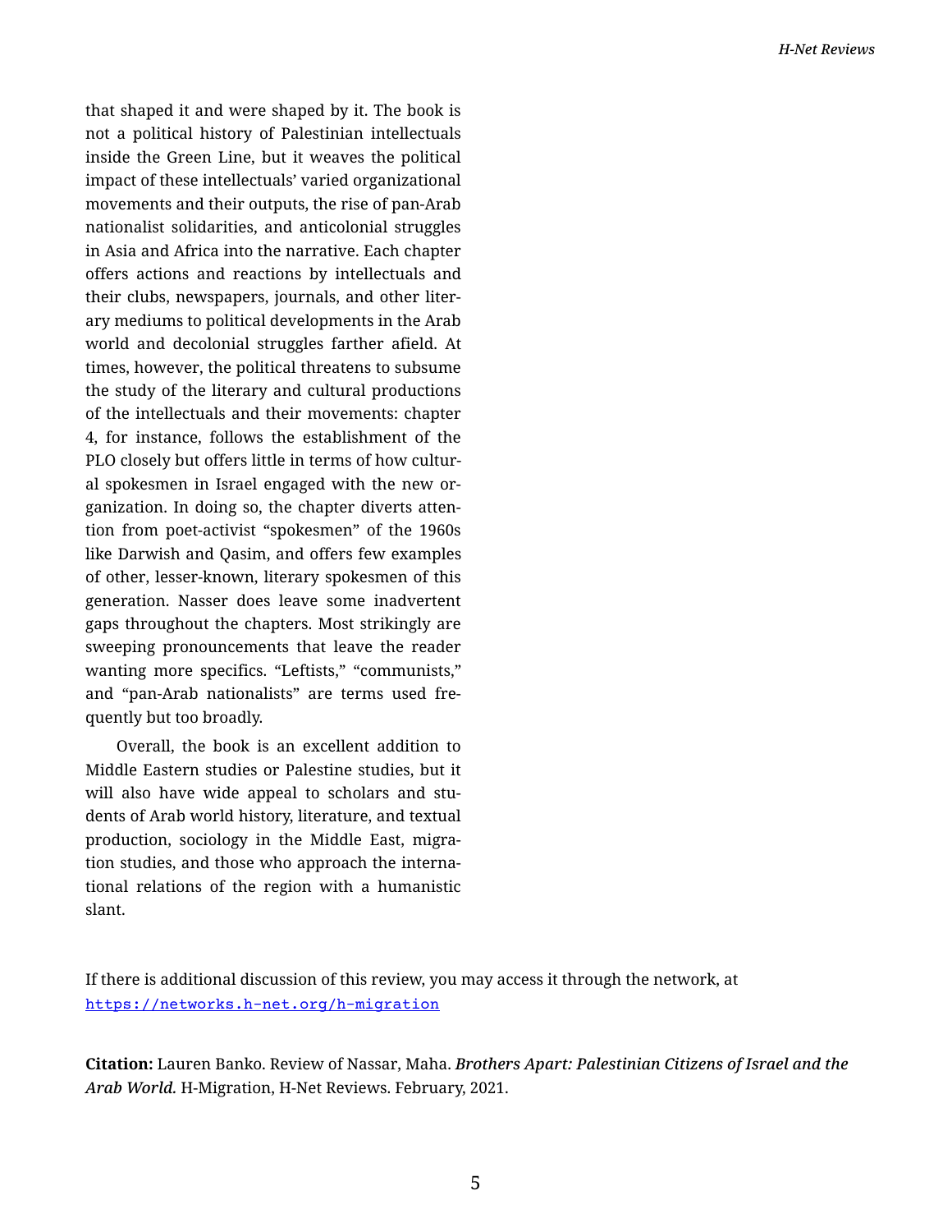that shaped it and were shaped by it. The book is not a political history of Palestinian intellectuals inside the Green Line, but it weaves the political impact of these intellectuals' varied organizational movements and their outputs, the rise of pan-Arab nationalist solidarities, and anticolonial struggles in Asia and Africa into the narrative. Each chapter offers actions and reactions by intellectuals and their clubs, newspapers, journals, and other literary mediums to political developments in the Arab world and decolonial struggles farther afield. At times, however, the political threatens to subsume the study of the literary and cultural productions of the intellectuals and their movements: chapter 4, for instance, follows the establishment of the PLO closely but offers little in terms of how cultural spokesmen in Israel engaged with the new organization. In doing so, the chapter diverts attention from poet-activist "spokesmen" of the 1960s like Darwish and Qasim, and offers few examples of other, lesser-known, literary spokesmen of this generation. Nasser does leave some inadvertent gaps throughout the chapters. Most strikingly are sweeping pronouncements that leave the reader wanting more specifics. "Leftists," "communists," and "pan-Arab nationalists" are terms used frequently but too broadly.

Overall, the book is an excellent addition to Middle Eastern studies or Palestine studies, but it will also have wide appeal to scholars and students of Arab world history, literature, and textual production, sociology in the Middle East, migration studies, and those who approach the international relations of the region with a humanistic slant.

If there is additional discussion of this review, you may access it through the network, at https://networks.h-net.org/h-migration

**Citation:** Lauren Banko. Review of Nassar, Maha. ***Brothers Apart: Palestinian Citizens of Israel and the Arab World.*** H-Migration, H-Net Reviews. February, 2021.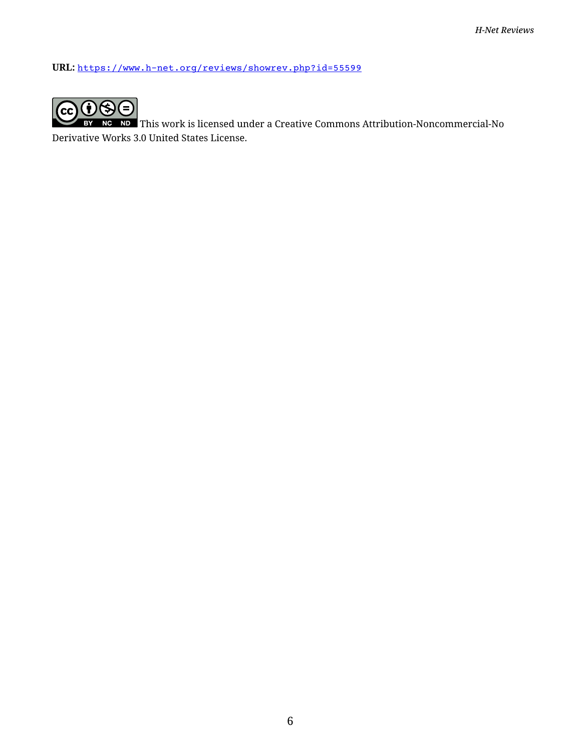**URL:** https://www.h-net.org/reviews/showrev.php?id=55599

This work is licensed under a Creative Commons Attribution-Noncommercial-No Derivative Works 3.0 United States License.